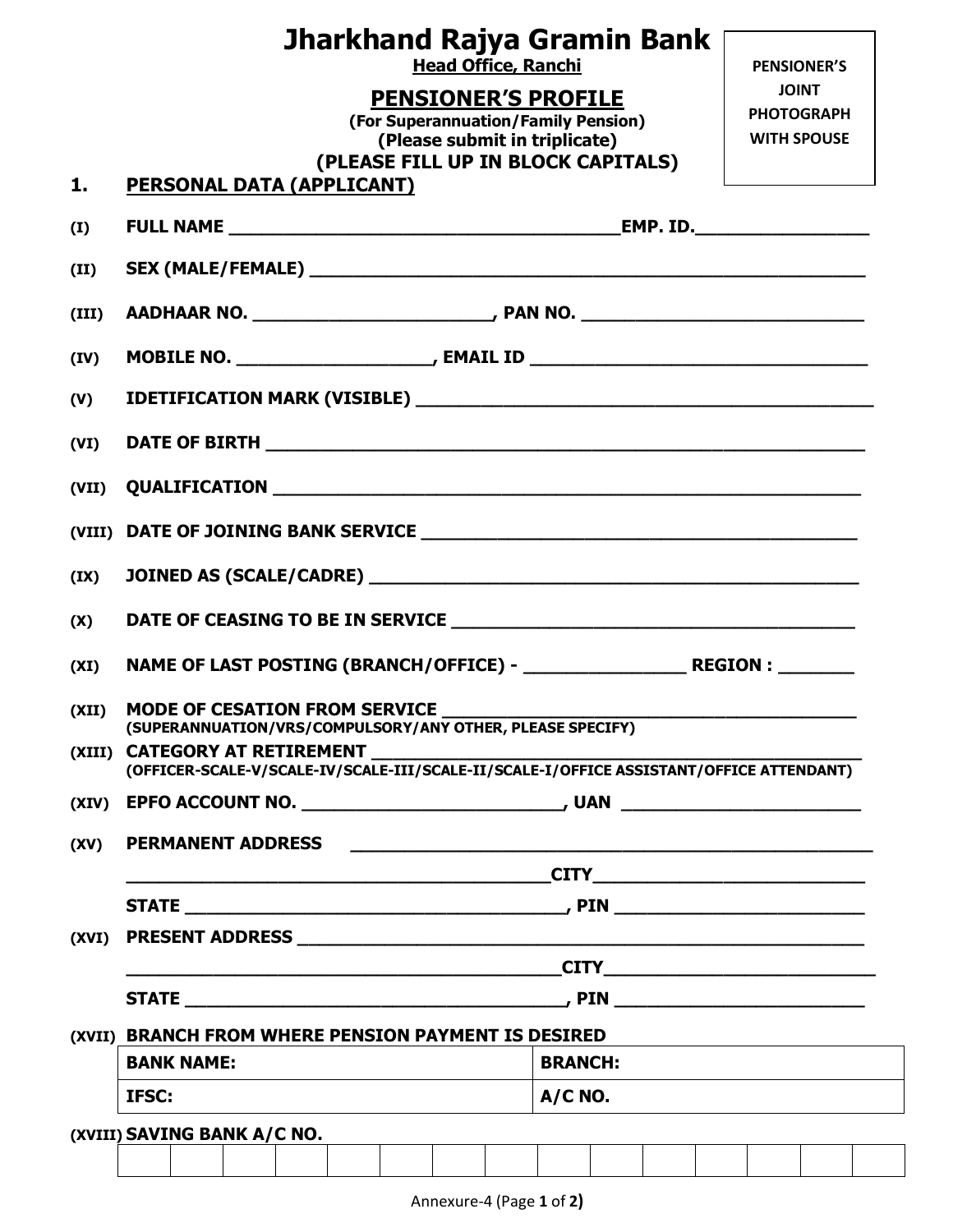# Jharkhand Rajya Gramin Bank

**Head Office, Ranchi**

## PENSIONER'S PROFILE

**(For Superannuation/Family Pension)**
**(Please submit in triplicate)**
**(PLEASE FILL UP IN BLOCK CAPITALS)**

**PENSIONER'S JOINT PHOTOGRAPH WITH SPOUSE**

### 1. PERSONAL DATA (APPLICANT)

(I) FULL NAME ______________________________________EMP. ID.________________

(II) SEX (MALE/FEMALE) ______________________________________________________

(III) AADHAAR NO. ______________________, PAN NO. ___________________________

(IV) MOBILE NO. __________________, EMAIL ID ________________________________

(V) IDETIFICATION MARK (VISIBLE) ____________________________________________

(VI) DATE OF BIRTH __________________________________________________________

(VII) QUALIFICATION _________________________________________________________

(VIII) DATE OF JOINING BANK SERVICE _________________________________________

(IX) JOINED AS (SCALE/CADRE) ________________________________________________

(X) DATE OF CEASING TO BE IN SERVICE ________________________________________

(XI) NAME OF LAST POSTING (BRANCH/OFFICE) - _______________ REGION : _______

(XII) MODE OF CESATION FROM SERVICE _________________________________________
(SUPERANNUATION/VRS/COMPULSORY/ANY OTHER, PLEASE SPECIFY)

(XIII) CATEGORY AT RETIREMENT _______________________________________________
(OFFICER-SCALE-V/SCALE-IV/SCALE-III/SCALE-II/SCALE-I/OFFICE ASSISTANT/OFFICE ATTENDANT)

(XIV) EPFO ACCOUNT NO. _________________________, UAN _______________________

(XV) PERMANENT ADDRESS ______________________________________________________

________________________________________CITY__________________________

STATE ____________________________________, PIN _______________________

(XVI) PRESENT ADDRESS _______________________________________________________

________________________________________CITY__________________________

STATE ____________________________________, PIN _______________________

(XVII) BRANCH FROM WHERE PENSION PAYMENT IS DESIRED

| BANK NAME: | BRANCH: |
|---|---|
| IFSC: | A/C NO. |

(XVIII) SAVING BANK A/C NO.

| | | | | | | | | | | | | | | |
|---|---|---|---|---|---|---|---|---|---|---|---|---|---|---|
| | | | | | | | | | | | | | | |

Annexure-4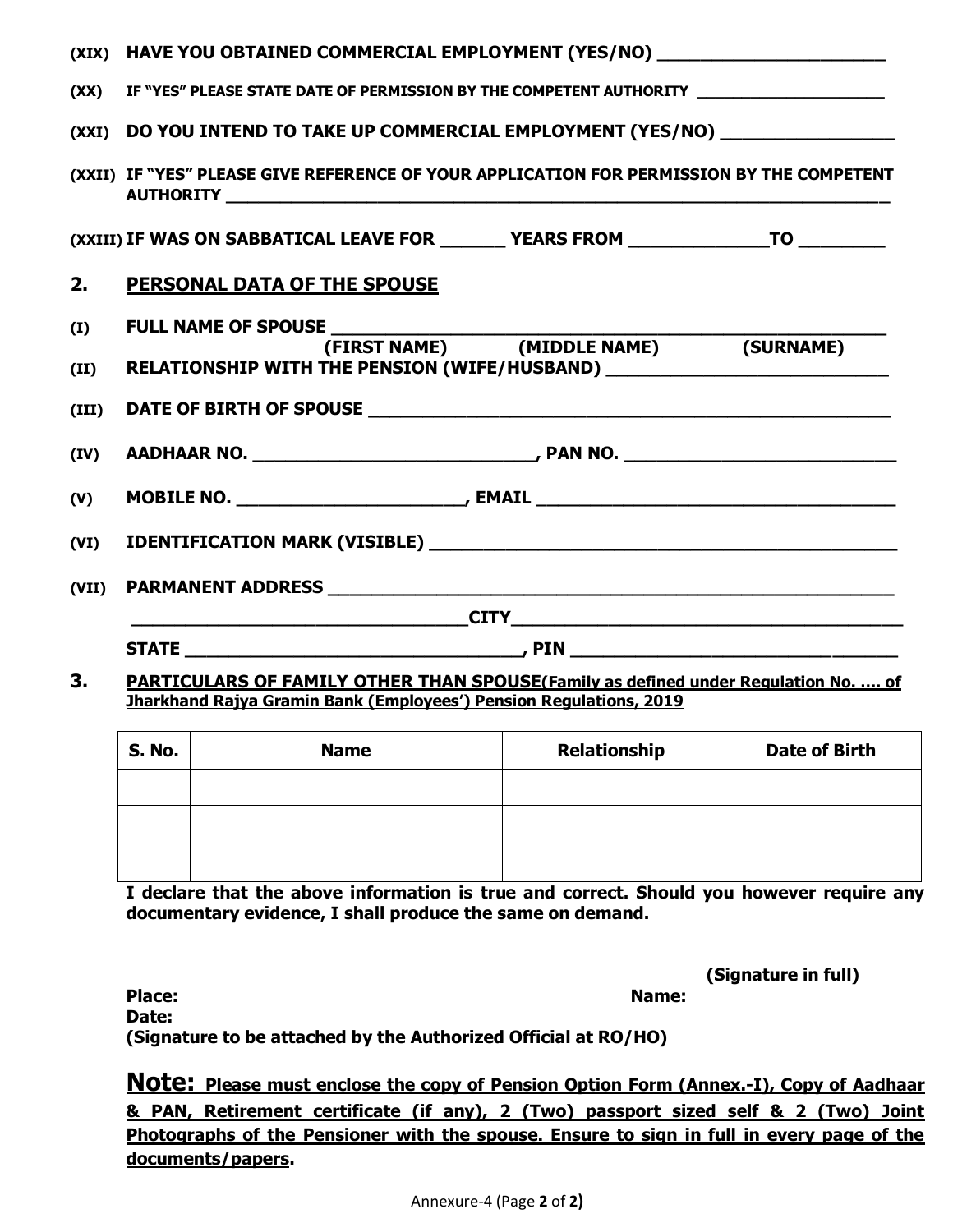**(XIX) HAVE YOU OBTAINED COMMERCIAL EMPLOYMENT (YES/NO) ______________________**

**(XX) IF "YES" PLEASE STATE DATE OF PERMISSION BY THE COMPETENT AUTHORITY ____________________**

**(XXI) DO YOU INTEND TO TAKE UP COMMERCIAL EMPLOYMENT (YES/NO) _________________**

**(XXII) IF "YES" PLEASE GIVE REFERENCE OF YOUR APPLICATION FOR PERMISSION BY THE COMPETENT AUTHORITY ______________________________________________________________________**

**(XXIII) IF WAS ON SABBATICAL LEAVE FOR _______ YEARS FROM ______________TO _________**

## 2. PERSONAL DATA OF THE SPOUSE

**(I) FULL NAME OF SPOUSE ________________________________________________________**
**(FIRST NAME) (MIDDLE NAME) (SURNAME)**

**(II) RELATIONSHIP WITH THE PENSION (WIFE/HUSBAND) ____________________________**

**(III) DATE OF BIRTH OF SPOUSE ______________________________________________________**

**(IV) AADHAAR NO. ____________________________, PAN NO. ___________________________**

**(V) MOBILE NO. ______________________, EMAIL ____________________________________**

**(VI) IDENTIFICATION MARK (VISIBLE) ______________________________________________**

**(VII) PARMANENT ADDRESS ________________________________________________________**

**_________________________________CITY_______________________________________**

**STATE _________________________________, PIN ________________________________**

## 3. PARTICULARS OF FAMILY OTHER THAN SPOUSE(Family as defined under Regulation No. .... of Jharkhand Rajya Gramin Bank (Employees') Pension Regulations, 2019

| S. No. | Name | Relationship | Date of Birth |
|---|---|---|---|
| | | | |
| | | | |
| | | | |

**I declare that the above information is true and correct. Should you however require any documentary evidence, I shall produce the same on demand.**

**(Signature in full)**

**Place:** **Name:**
**Date:**
**(Signature to be attached by the Authorized Official at RO/HO)**

**Note: Please must enclose the copy of Pension Option Form (Annex.-I), Copy of Aadhaar & PAN, Retirement certificate (if any), 2 (Two) passport sized self & 2 (Two) Joint Photographs of the Pensioner with the spouse. Ensure to sign in full in every page of the documents/papers.**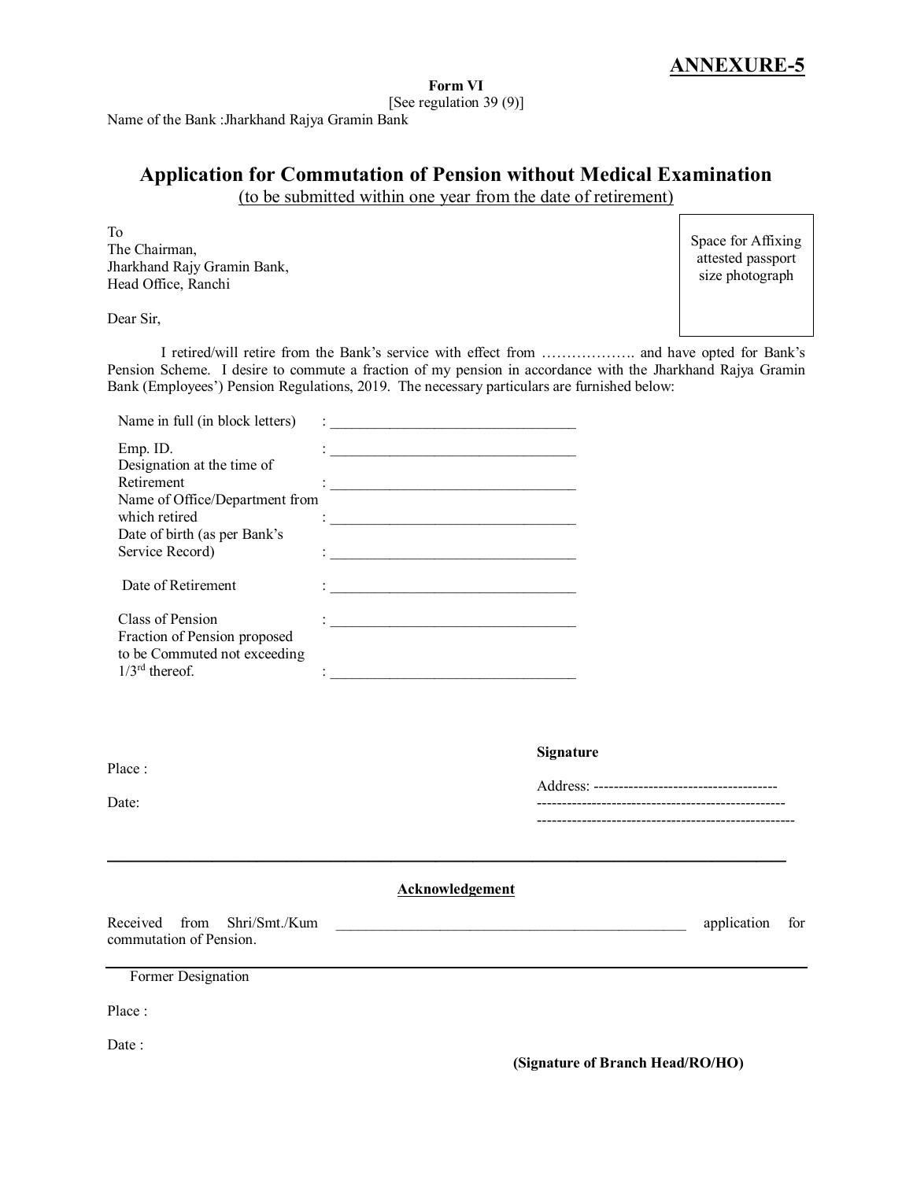**ANNEXURE-5**

**Form VI**

[See regulation 39 (9)]

Name of the Bank :Jharkhand Rajya Gramin Bank

## Application for Commutation of Pension without Medical Examination

(to be submitted within one year from the date of retirement)

To
The Chairman,
Jharkhand Rajy Gramin Bank,
Head Office, Ranchi

Space for Affixing attested passport size photograph

Dear Sir,

I retired/will retire from the Bank's service with effect from ………………. and have opted for Bank's Pension Scheme. I desire to commute a fraction of my pension in accordance with the Jharkhand Rajya Gramin Bank (Employees') Pension Regulations, 2019. The necessary particulars are furnished below:

Name in full (in block letters) : ________________________________

Emp. ID. : ________________________________

Designation at the time of Retirement : ________________________________

Name of Office/Department from which retired : ________________________________

Date of birth (as per Bank's Service Record) : ________________________________

Date of Retirement : ________________________________

Class of Pension : ________________________________

Fraction of Pension proposed to be Commuted not exceeding 1/3rd thereof. : ________________________________

Place :

Date:

**Signature**

Address: -------------------------------------
--------------------------------------------------
---------------------------------------------------

---

**Acknowledgement**

Received from Shri/Smt./Kum ______________________________________________ application for commutation of Pension.

---

Former Designation

Place :

Date :

**(Signature of Branch Head/RO/HO)**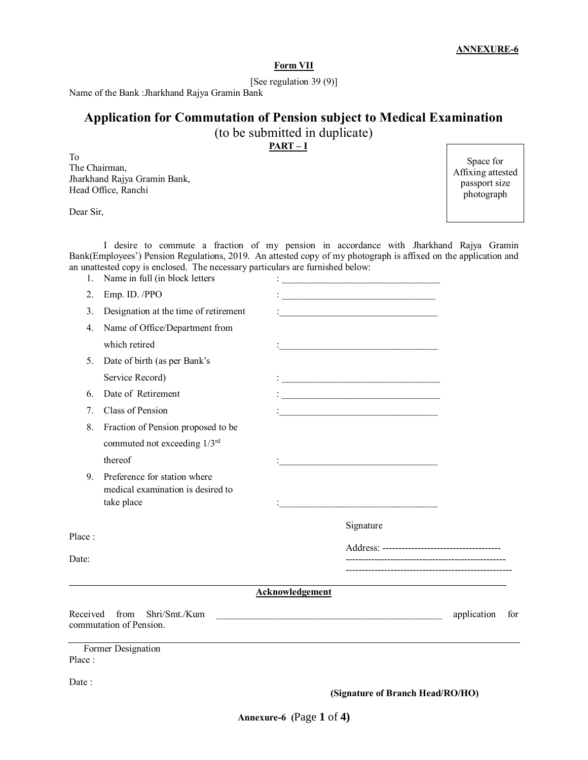**ANNEXURE-6**

**Form VII**

[See regulation 39 (9)]

Name of the Bank :Jharkhand Rajya Gramin Bank

# Application for Commutation of Pension subject to Medical Examination

(to be submitted in duplicate)

**PART – I**

To
The Chairman,
Jharkhand Rajya Gramin Bank,
Head Office, Ranchi

Space for Affixing attested passport size photograph

Dear Sir,

I desire to commute a fraction of my pension in accordance with Jharkhand Rajya Gramin Bank(Employees') Pension Regulations, 2019. An attested copy of my photograph is affixed on the application and an unattested copy is enclosed. The necessary particulars are furnished below:

1. Name in full (in block letters : ________________________________
2. Emp. ID. /PPO : ________________________________
3. Designation at the time of retirement : ________________________________
4. Name of Office/Department from which retired : ________________________________
5. Date of birth (as per Bank's Service Record) : ________________________________
6. Date of Retirement : ________________________________
7. Class of Pension : ________________________________
8. Fraction of Pension proposed to be commuted not exceeding 1/3rd thereof : ________________________________
9. Preference for station where medical examination is desired to take place : ________________________________

Place :

Date:

Signature

Address: ------------------------------------
-------------------------------------------------
---------------------------------------------------

---

**Acknowledgement**

Received from Shri/Smt./Kum ________________________________________________ application for commutation of Pension.

---

Former Designation

Place :

Date :

**(Signature of Branch Head/RO/HO)**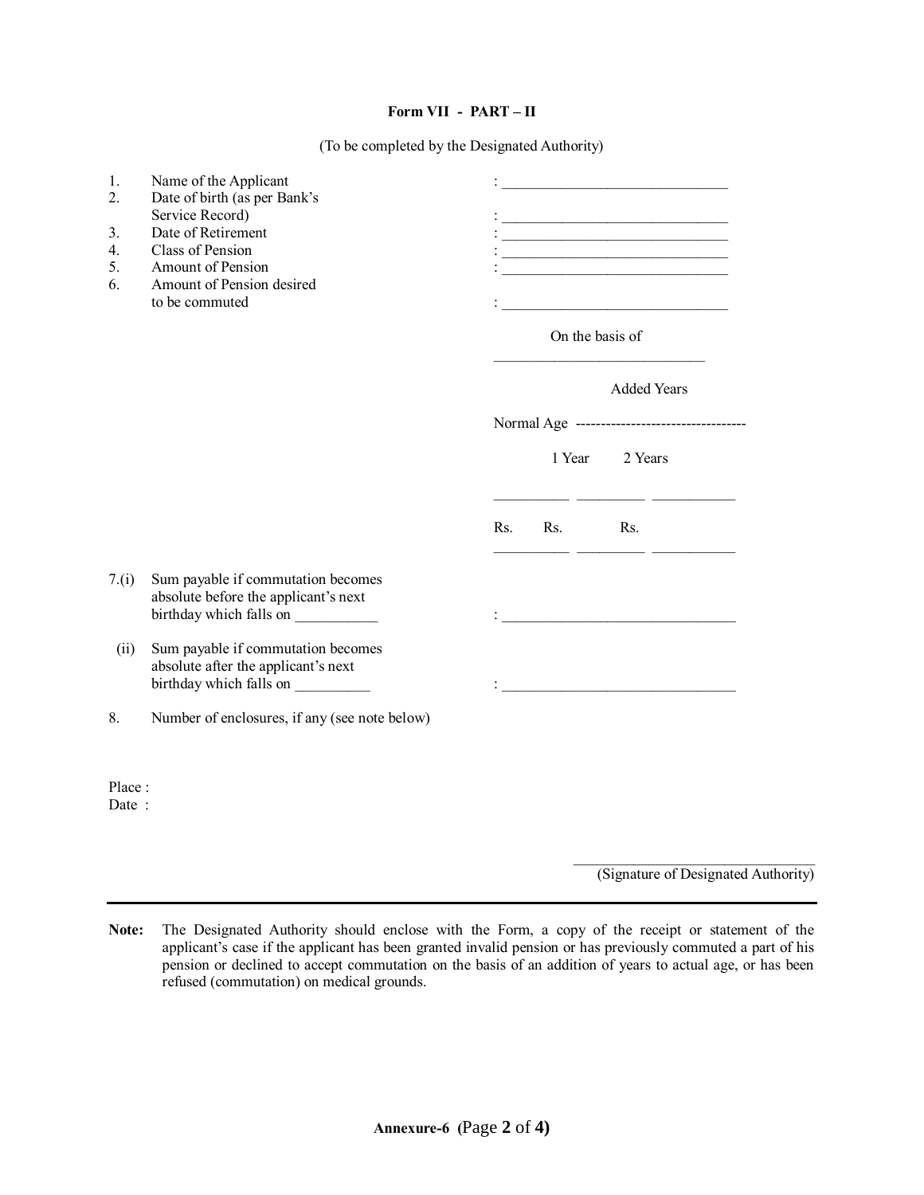**Form VII - PART – II**

(To be completed by the Designated Authority)

1. Name of the Applicant : _______________________________
2. Date of birth (as per Bank's Service Record) : _______________________________
3. Date of Retirement : _______________________________
4. Class of Pension : _______________________________
5. Amount of Pension : _______________________________
6. Amount of Pension desired to be commuted : _______________________________

On the basis of

_____________________________

| Normal Age | Added Years 1 Year | Added Years 2 Years |
|---|---|---|
| Rs. | Rs. | Rs. |

7.(i) Sum payable if commutation becomes absolute before the applicant's next birthday which falls on ___________ : _______________________________

(ii) Sum payable if commutation becomes absolute after the applicant's next birthday which falls on __________ : _______________________________

8. Number of enclosures, if any (see note below)

Place :
Date :

_______________________________
(Signature of Designated Authority)

---

**Note:** The Designated Authority should enclose with the Form, a copy of the receipt or statement of the applicant's case if the applicant has been granted invalid pension or has previously commuted a part of his pension or declined to accept commutation on the basis of an addition of years to actual age, or has been refused (commutation) on medical grounds.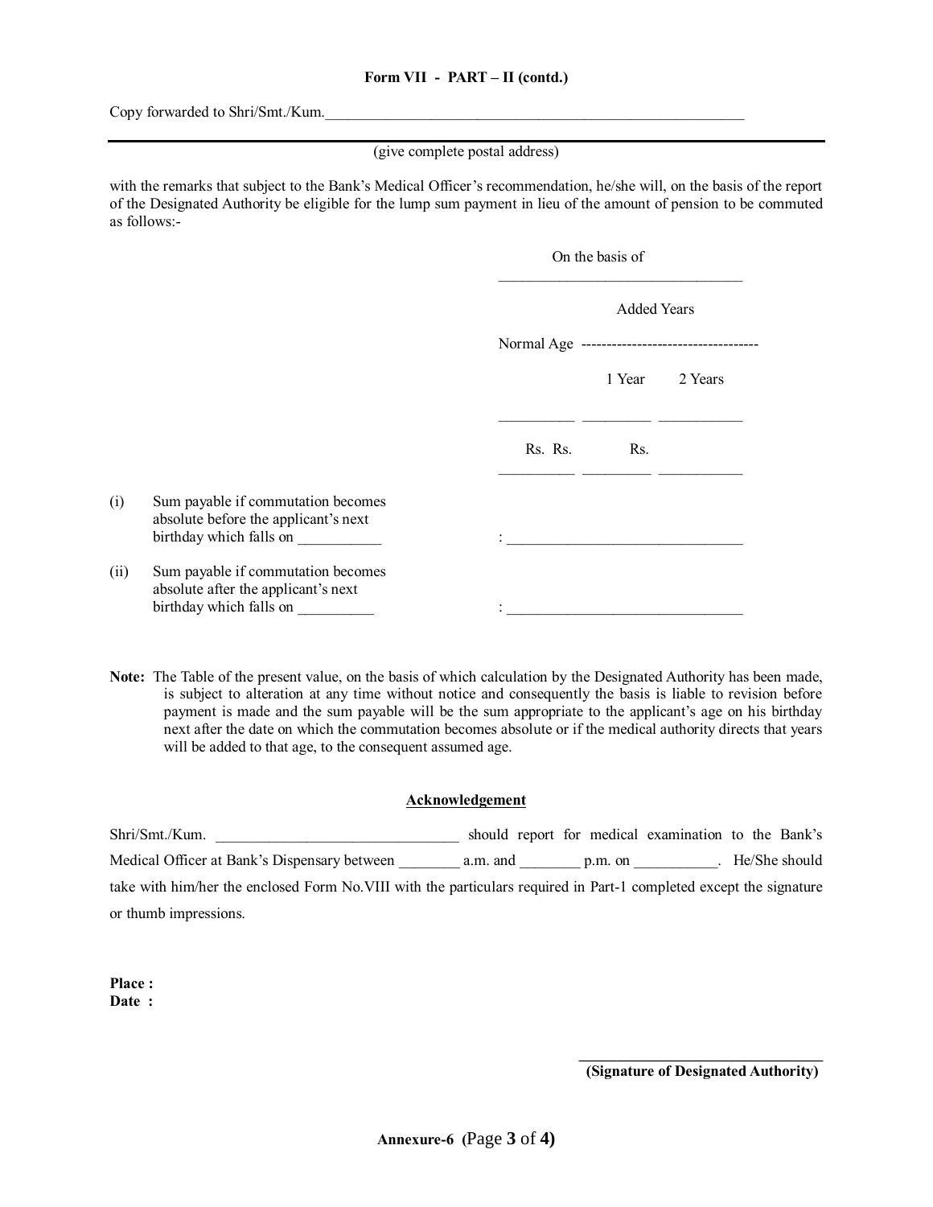**Form VII - PART – II (contd.)**

Copy forwarded to Shri/Smt./Kum.\_\_\_\_\_\_\_\_\_\_\_\_\_\_\_\_\_\_\_\_\_\_\_\_\_\_\_\_\_\_\_\_\_\_\_\_\_\_\_\_\_\_\_\_\_\_\_\_\_\_\_\_\_\_\_\_\_\_

(give complete postal address)

with the remarks that subject to the Bank's Medical Officer's recommendation, he/she will, on the basis of the report of the Designated Authority be eligible for the lump sum payment in lieu of the amount of pension to be commuted as follows:-

| | On the basis of | | |
|---|---|---|---|
| | Normal Age | Added Years | |
| | | 1 Year | 2 Years |
| | Rs. | Rs. | Rs. |
| (i) Sum payable if commutation becomes absolute before the applicant's next birthday which falls on \_\_\_\_\_\_\_\_\_\_\_ | : | | |
| (ii) Sum payable if commutation becomes absolute after the applicant's next birthday which falls on \_\_\_\_\_\_\_\_\_\_ | : | | |

**Note:** The Table of the present value, on the basis of which calculation by the Designated Authority has been made, is subject to alteration at any time without notice and consequently the basis is liable to revision before payment is made and the sum payable will be the sum appropriate to the applicant's age on his birthday next after the date on which the commutation becomes absolute or if the medical authority directs that years will be added to that age, to the consequent assumed age.

**Acknowledgement**

Shri/Smt./Kum. \_\_\_\_\_\_\_\_\_\_\_\_\_\_\_\_\_\_\_\_\_\_\_\_\_\_\_\_\_\_\_\_ should report for medical examination to the Bank's Medical Officer at Bank's Dispensary between \_\_\_\_\_\_\_\_ a.m. and \_\_\_\_\_\_\_\_ p.m. on \_\_\_\_\_\_\_\_\_\_\_. He/She should take with him/her the enclosed Form No.VIII with the particulars required in Part-1 completed except the signature or thumb impressions.

**Place :**
**Date :**

**(Signature of Designated Authority)**

**Annexure-6**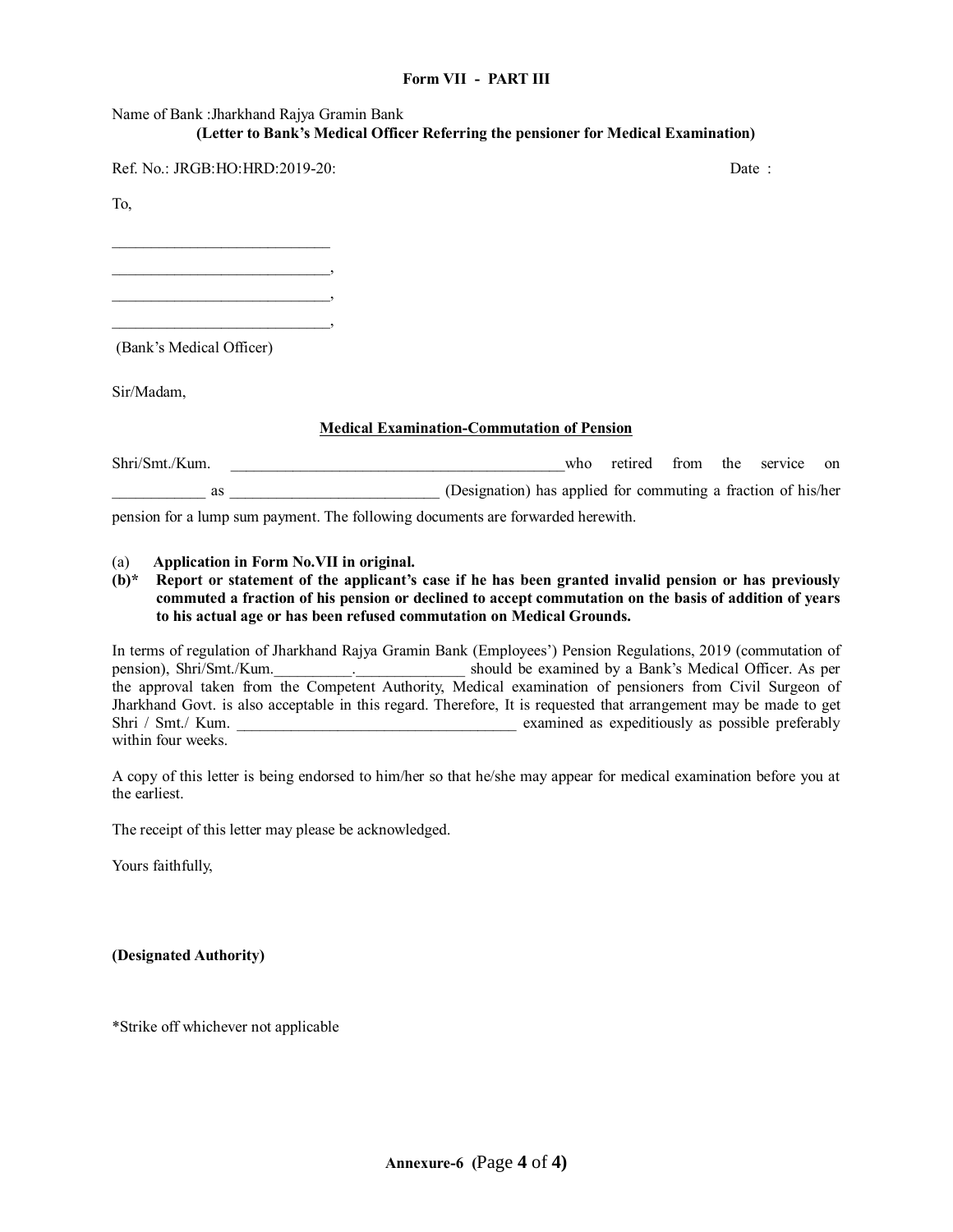**Form VII - PART III**

Name of Bank :Jharkhand Rajya Gramin Bank

**(Letter to Bank's Medical Officer Referring the pensioner for Medical Examination)**

Ref. No.: JRGB:HO:HRD:2019-20: Date :

To,

____________________________

____________________________,

____________________________,

____________________________,

(Bank's Medical Officer)

Sir/Madam,

**<u>Medical Examination-Commutation of Pension</u>**

Shri/Smt./Kum. ________________________________________who retired from the service on ____________ as ___________________________ (Designation) has applied for commuting a fraction of his/her pension for a lump sum payment. The following documents are forwarded herewith.

(a) **Application in Form No.VII in original.**

**(b)\* Report or statement of the applicant's case if he has been granted invalid pension or has previously commuted a fraction of his pension or declined to accept commutation on the basis of addition of years to his actual age or has been refused commutation on Medical Grounds.**

In terms of regulation of Jharkhand Rajya Gramin Bank (Employees') Pension Regulations, 2019 (commutation of pension), Shri/Smt./Kum.__________.______________ should be examined by a Bank's Medical Officer. As per the approval taken from the Competent Authority, Medical examination of pensioners from Civil Surgeon of Jharkhand Govt. is also acceptable in this regard. Therefore, It is requested that arrangement may be made to get Shri / Smt./ Kum. ____________________________________ examined as expeditiously as possible preferably within four weeks.

A copy of this letter is being endorsed to him/her so that he/she may appear for medical examination before you at the earliest.

The receipt of this letter may please be acknowledged.

Yours faithfully,

**(Designated Authority)**

*Strike off whichever not applicable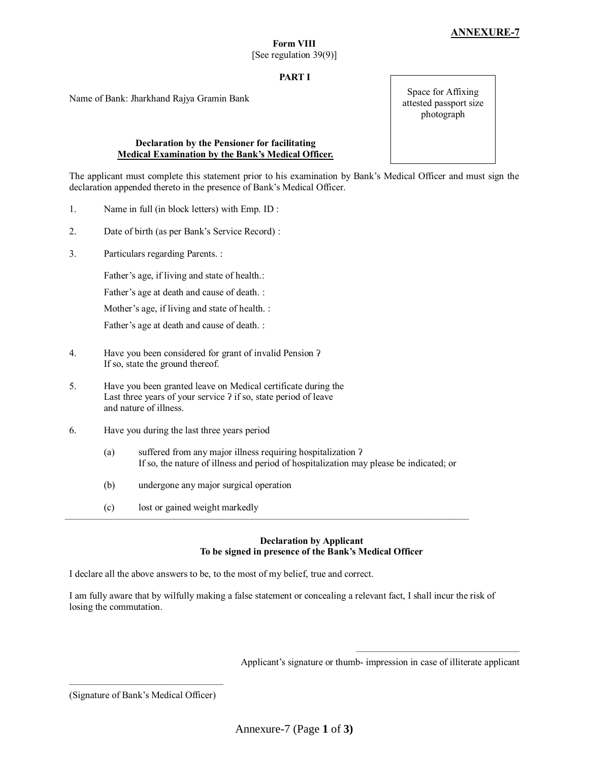**ANNEXURE-7**

**Form VIII**
[See regulation 39(9)]

**PART I**

Name of Bank: Jharkhand Rajya Gramin Bank

Space for Affixing attested passport size photograph

**Declaration by the Pensioner for facilitating**
**Medical Examination by the Bank's Medical Officer.**

The applicant must complete this statement prior to his examination by Bank's Medical Officer and must sign the declaration appended thereto in the presence of Bank's Medical Officer.

1. Name in full (in block letters) with Emp. ID :

2. Date of birth (as per Bank's Service Record) :

3. Particulars regarding Parents. :

   Father's age, if living and state of health.:

   Father's age at death and cause of death. :

   Mother's age, if living and state of health. :

   Father's age at death and cause of death. :

4. Have you been considered for grant of invalid Pension ?
   If so, state the ground thereof.

5. Have you been granted leave on Medical certificate during the Last three years of your service ? if so, state period of leave and nature of illness.

6. Have you during the last three years period

   (a) suffered from any major illness requiring hospitalization ?
   If so, the nature of illness and period of hospitalization may please be indicated; or

   (b) undergone any major surgical operation

   (c) lost or gained weight markedly

---

**Declaration by Applicant**
**To be signed in presence of the Bank's Medical Officer**

I declare all the above answers to be, to the most of my belief, true and correct.

I am fully aware that by wilfully making a false statement or concealing a relevant fact, I shall incur the risk of losing the commutation.

\_\_\_\_\_\_\_\_\_\_\_\_\_\_\_\_\_\_\_\_\_\_\_\_\_\_\_\_\_\_\_\_\_\_
Applicant's signature or thumb- impression in case of illiterate applicant

\_\_\_\_\_\_\_\_\_\_\_\_\_\_\_\_\_\_\_\_\_\_\_\_\_\_\_\_\_\_\_\_\_\_
(Signature of Bank's Medical Officer)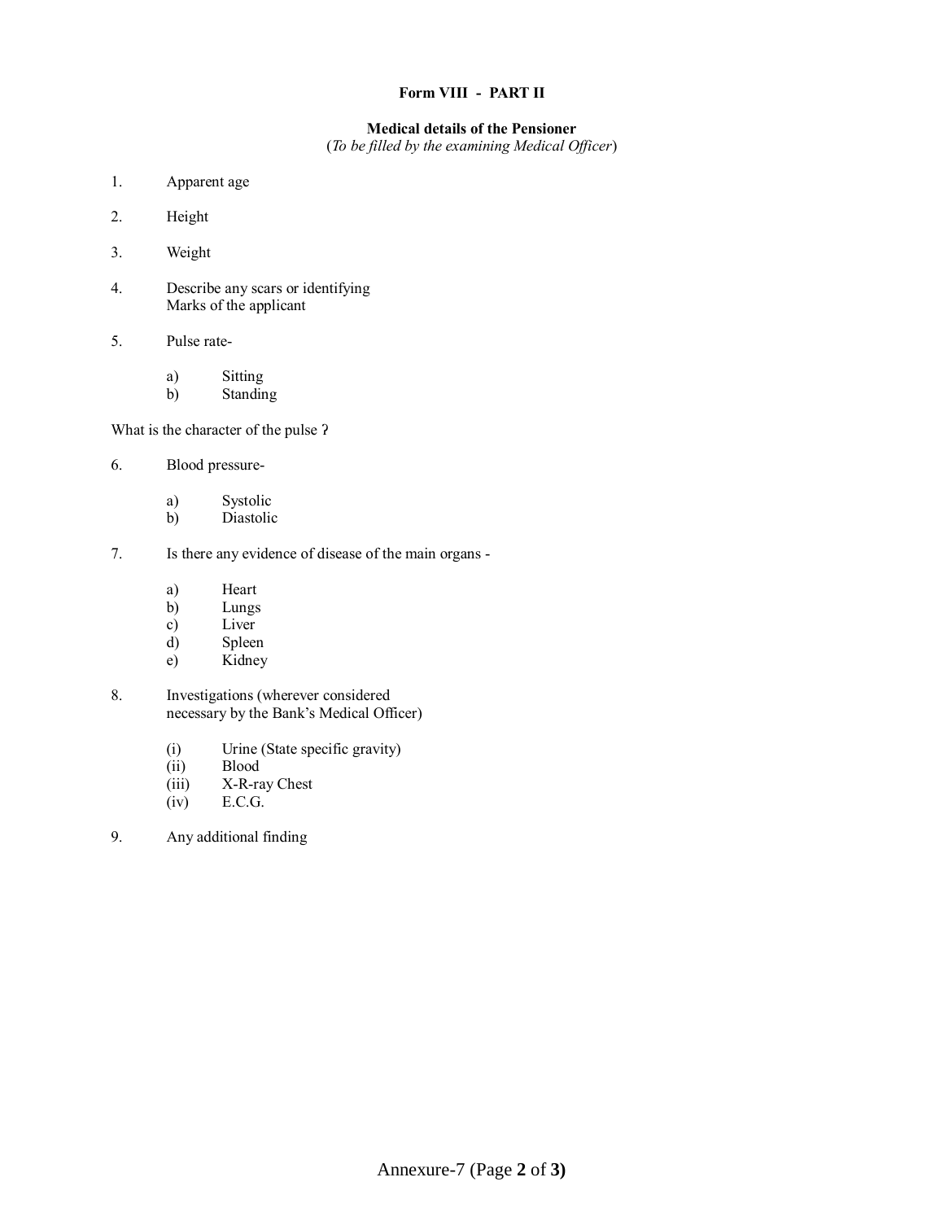**Form VIII - PART II**

**Medical details of the Pensioner**
(*To be filled by the examining Medical Officer*)

1. Apparent age

2. Height

3. Weight

4. Describe any scars or identifying Marks of the applicant

5. Pulse rate-

   a) Sitting
   b) Standing

What is the character of the pulse ?

6. Blood pressure-

   a) Systolic
   b) Diastolic

7. Is there any evidence of disease of the main organs -

   a) Heart
   b) Lungs
   c) Liver
   d) Spleen
   e) Kidney

8. Investigations (wherever considered necessary by the Bank's Medical Officer)

   (i) Urine (State specific gravity)
   (ii) Blood
   (iii) X-R-ray Chest
   (iv) E.C.G.

9. Any additional finding

Annexure-7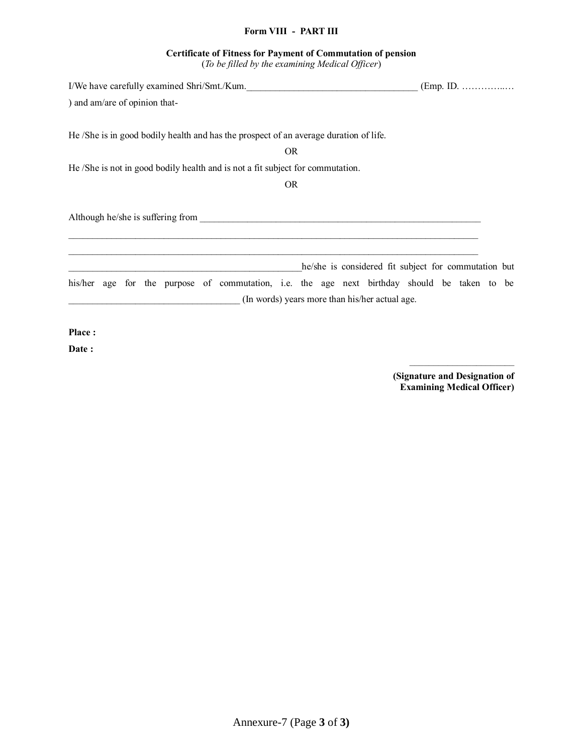**Form VIII - PART III**

**Certificate of Fitness for Payment of Commutation of pension**
(*To be filled by the examining Medical Officer*)

I/We have carefully examined Shri/Smt./Kum.___________________________________ (Emp. ID. …………..…) and am/are of opinion that-

He /She is in good bodily health and has the prospect of an average duration of life.

OR

He /She is not in good bodily health and is not a fit subject for commutation.

OR

Although he/she is suffering from _____________________________________________________________

___________________________________________________________________________________________

___________________________________________________________________________________________

__________________________________________________he/she is considered fit subject for commutation but his/her age for the purpose of commutation, i.e. the age next birthday should be taken to be ___________________________________ (In words) years more than his/her actual age.

**Place :**

**Date :**

______________________

**(Signature and Designation of Examining Medical Officer)**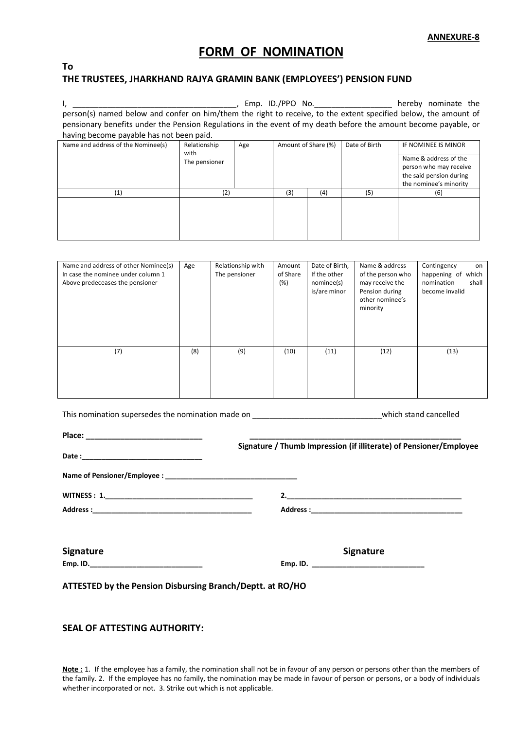**ANNEXURE-8**

# FORM OF NOMINATION

**To**

**THE TRUSTEES, JHARKHAND RAJYA GRAMIN BANK (EMPLOYEES') PENSION FUND**

I, _____________________________________, Emp. ID./PPO No._________________ hereby nominate the person(s) named below and confer on him/them the right to receive, to the extent specified below, the amount of pensionary benefits under the Pension Regulations in the event of my death before the amount become payable, or having become payable has not been paid.

| Name and address of the Nominee(s) | Relationship with The pensioner | Age | Amount of Share (%) | | Date of Birth | IF NOMINEE IS MINOR Name & address of the person who may receive the said pension during the nominee's minority |
|---|---|---|---|---|---|---|
| (1) | (2) | | (3) | (4) | (5) | (6) |
| | | | | | | |

| Name and address of other Nominee(s) In case the nominee under column 1 Above predeceases the pensioner | Age | Relationship with The pensioner | Amount of Share (%) | Date of Birth, If the other nominee(s) is/are minor | Name & address of the person who may receive the Pension during other nominee's minority | Contingency on happening of which nomination shall become invalid |
|---|---|---|---|---|---|---|
| (7) | (8) | (9) | (10) | (11) | (12) | (13) |
| | | | | | | |

This nomination supersedes the nomination made on _____________________________which stand cancelled

**Place: ___________________________** 

**Date :______________________________**

__________________________________________________

**Signature / Thumb Impression (if illiterate) of Pensioner/Employee**

**Name of Pensioner/Employee : _________________________________**

**WITNESS : 1.____________________________________** **2.____________________________________________**

**Address :_______________________________________** **Address :______________________________________**

**Signature**
**Emp. ID.___________________________**

**Signature**
**Emp. ID. ___________________________**

**ATTESTED by the Pension Disbursing Branch/Deptt. at RO/HO**

**SEAL OF ATTESTING AUTHORITY:**

**Note :** 1. If the employee has a family, the nomination shall not be in favour of any person or persons other than the members of the family. 2. If the employee has no family, the nomination may be made in favour of person or persons, or a body of individuals whether incorporated or not. 3. Strike out which is not applicable.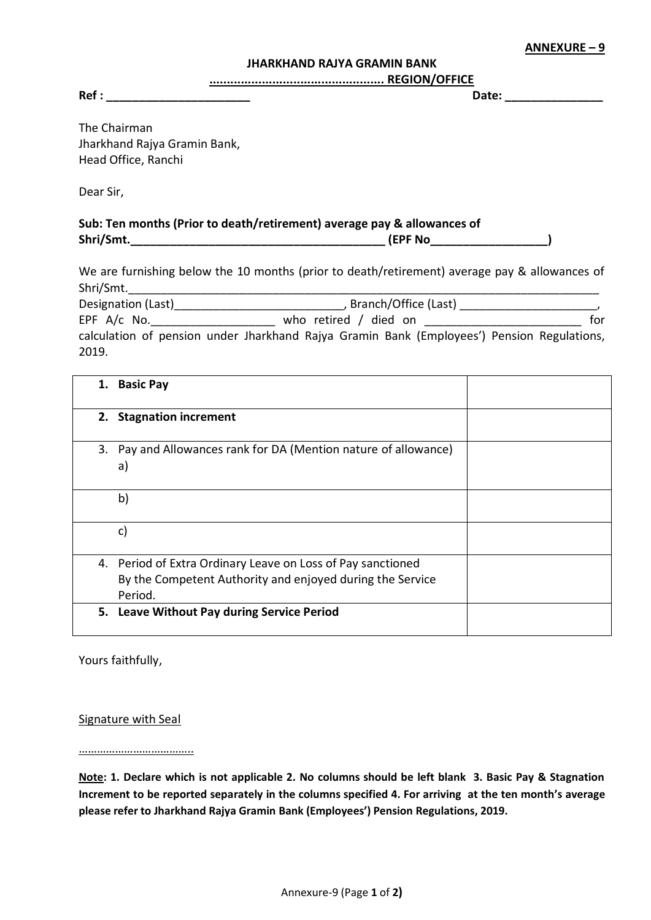**ANNEXURE – 9**

**JHARKHAND RAJYA GRAMIN BANK**

**.................................................. REGION/OFFICE**

**Ref : ______________________** **Date: _______________**

The Chairman
Jharkhand Rajya Gramin Bank,
Head Office, Ranchi

Dear Sir,

**Sub: Ten months (Prior to death/retirement) average pay & allowances of Shri/Smt.________________________________________ (EPF No__________________)**

We are furnishing below the 10 months (prior to death/retirement) average pay & allowances of Shri/Smt.___________________________________________________________________________ Designation (Last)__________________________, Branch/Office (Last) _____________________, EPF A/c No.___________________ who retired / died on ________________________ for calculation of pension under Jharkhand Rajya Gramin Bank (Employees') Pension Regulations, 2019.

| | |
|---|---|
| **1. Basic Pay** | |
| **2. Stagnation increment** | |
| 3. Pay and Allowances rank for DA (Mention nature of allowance) a) | |
| b) | |
| c) | |
| 4. Period of Extra Ordinary Leave on Loss of Pay sanctioned By the Competent Authority and enjoyed during the Service Period. | |
| **5. Leave Without Pay during Service Period** | |

Yours faithfully,

Signature with Seal

………………………………..

**Note: 1. Declare which is not applicable 2. No columns should be left blank 3. Basic Pay & Stagnation Increment to be reported separately in the columns specified 4. For arriving at the ten month's average please refer to Jharkhand Rajya Gramin Bank (Employees') Pension Regulations, 2019.**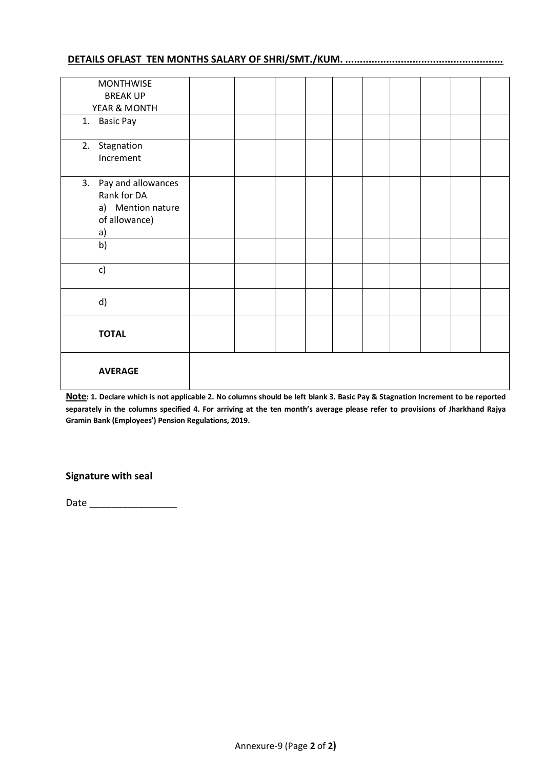**DETAILS OFLAST TEN MONTHS SALARY OF SHRI/SMT./KUM. ....................................................**

| MONTHWISE BREAK UP YEAR & MONTH | | | | | | | | | | |
|---|---|---|---|---|---|---|---|---|---|---|
| 1. Basic Pay | | | | | | | | | | |
| 2. Stagnation Increment | | | | | | | | | | |
| 3. Pay and allowances Rank for DA a) Mention nature of allowance) a) | | | | | | | | | | |
| b) | | | | | | | | | | |
| c) | | | | | | | | | | |
| d) | | | | | | | | | | |
| **TOTAL** | | | | | | | | | | |
| **AVERAGE** | | | | | | | | | | |

**Note: 1. Declare which is not applicable 2. No columns should be left blank 3. Basic Pay & Stagnation Increment to be reported separately in the columns specified 4. For arriving at the ten month's average please refer to provisions of Jharkhand Rajya Gramin Bank (Employees') Pension Regulations, 2019.**

**Signature with seal**

Date ________________

Annexure-9 (Page **2** of **2)**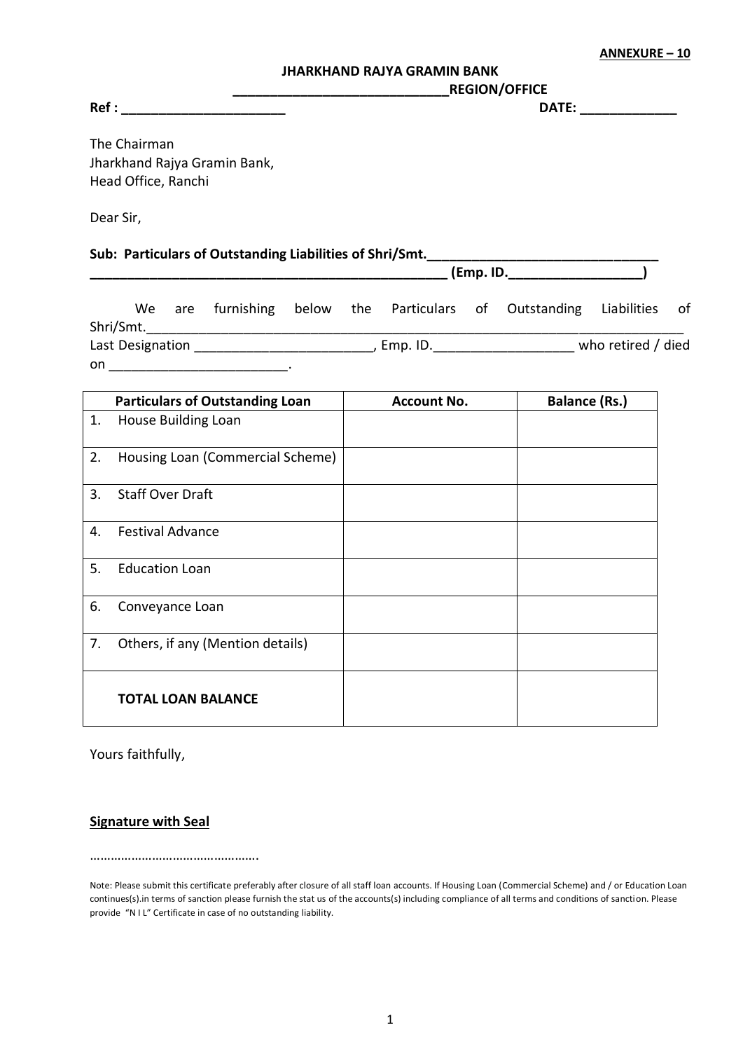**ANNEXURE – 10**

**JHARKHAND RAJYA GRAMIN BANK**

**____________________________REGION/OFFICE**

**Ref : ______________________** **DATE: _____________**

The Chairman
Jharkhand Rajya Gramin Bank,
Head Office, Ranchi

Dear Sir,

**Sub: Particulars of Outstanding Liabilities of Shri/Smt.______________________________**
**_______________________________________________ (Emp. ID.__________________)**

We are furnishing below the Particulars of Outstanding Liabilities of Shri/Smt.______________________________________________________________________
Last Designation ________________________, Emp. ID.__________________ who retired / died on ________________________.

| Particulars of Outstanding Loan | Account No. | Balance (Rs.) |
|---|---|---|
| 1. House Building Loan | | |
| 2. Housing Loan (Commercial Scheme) | | |
| 3. Staff Over Draft | | |
| 4. Festival Advance | | |
| 5. Education Loan | | |
| 6. Conveyance Loan | | |
| 7. Others, if any (Mention details) | | |
| **TOTAL LOAN BALANCE** | | |

Yours faithfully,

**Signature with Seal**

………………………………………..

Note: Please submit this certificate preferably after closure of all staff loan accounts. If Housing Loan (Commercial Scheme) and / or Education Loan continues(s).in terms of sanction please furnish the stat us of the accounts(s) including compliance of all terms and conditions of sanction. Please provide "N I L" Certificate in case of no outstanding liability.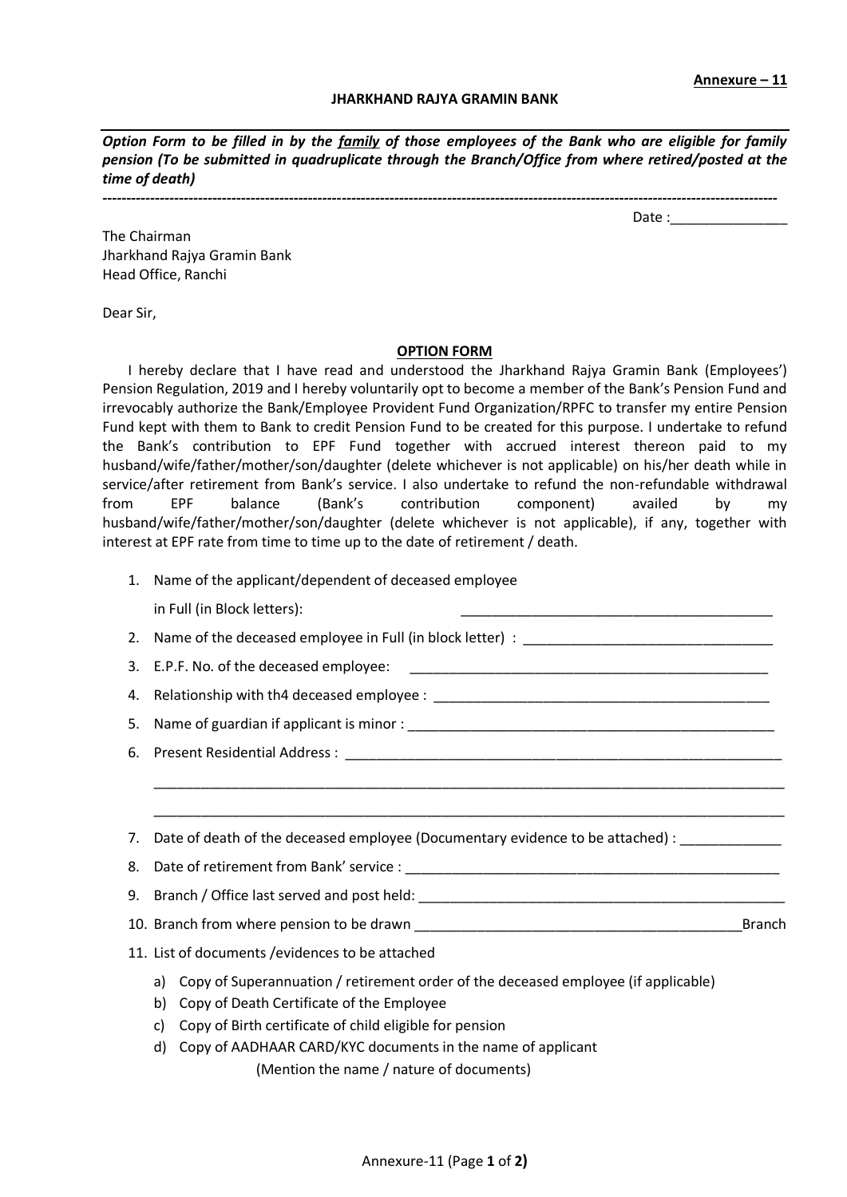**Annexure – 11**

**JHARKHAND RAJYA GRAMIN BANK**

***Option Form to be filled in by the family of those employees of the Bank who are eligible for family pension (To be submitted in quadruplicate through the Branch/Office from where retired/posted at the time of death)***

---

Date :_______________

The Chairman
Jharkhand Rajya Gramin Bank
Head Office, Ranchi

Dear Sir,

**OPTION FORM**

I hereby declare that I have read and understood the Jharkhand Rajya Gramin Bank (Employees') Pension Regulation, 2019 and I hereby voluntarily opt to become a member of the Bank's Pension Fund and irrevocably authorize the Bank/Employee Provident Fund Organization/RPFC to transfer my entire Pension Fund kept with them to Bank to credit Pension Fund to be created for this purpose. I undertake to refund the Bank's contribution to EPF Fund together with accrued interest thereon paid to my husband/wife/father/mother/son/daughter (delete whichever is not applicable) on his/her death while in service/after retirement from Bank's service. I also undertake to refund the non-refundable withdrawal from EPF balance (Bank's contribution component) availed by my husband/wife/father/mother/son/daughter (delete whichever is not applicable), if any, together with interest at EPF rate from time to time up to the date of retirement / death.

1. Name of the applicant/dependent of deceased employee in Full (in Block letters): _________________________________________
2. Name of the deceased employee in Full (in block letter) : ________________________________
3. E.P.F. No. of the deceased employee: _______________________________________________
4. Relationship with th4 deceased employee : ____________________________________________
5. Name of guardian if applicant is minor : ________________________________________________
6. Present Residential Address : ___________________________________________________________
   _____________________________________________________________________________________
   _____________________________________________________________________________________
7. Date of death of the deceased employee (Documentary evidence to be attached) : _____________
8. Date of retirement from Bank' service : __________________________________________________
9. Branch / Office last served and post held: ________________________________________________
10. Branch from where pension to be drawn __________________________________________Branch
11. List of documents /evidences to be attached
    a) Copy of Superannuation / retirement order of the deceased employee (if applicable)
    b) Copy of Death Certificate of the Employee
    c) Copy of Birth certificate of child eligible for pension
    d) Copy of AADHAAR CARD/KYC documents in the name of applicant
       (Mention the name / nature of documents)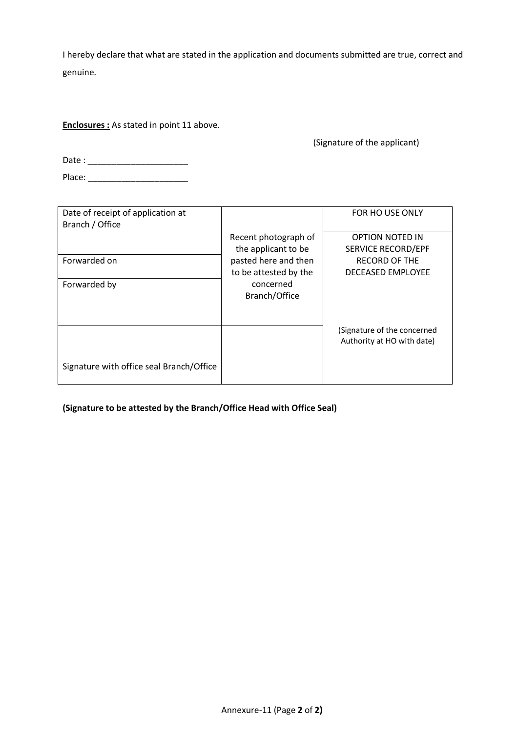I hereby declare that what are stated in the application and documents submitted are true, correct and genuine.

**Enclosures :** As stated in point 11 above.

(Signature of the applicant)

Date : ____________________

Place: ____________________

| Date of receipt of application at Branch / Office | Recent photograph of the applicant to be pasted here and then to be attested by the concerned Branch/Office | FOR HO USE ONLY |
|---|---|---|
| Forwarded on | | OPTION NOTED IN SERVICE RECORD/EPF RECORD OF THE DECEASED EMPLOYEE |
| Forwarded by | | |
| Signature with office seal Branch/Office | | (Signature of the concerned Authority at HO with date) |

**(Signature to be attested by the Branch/Office Head with Office Seal)**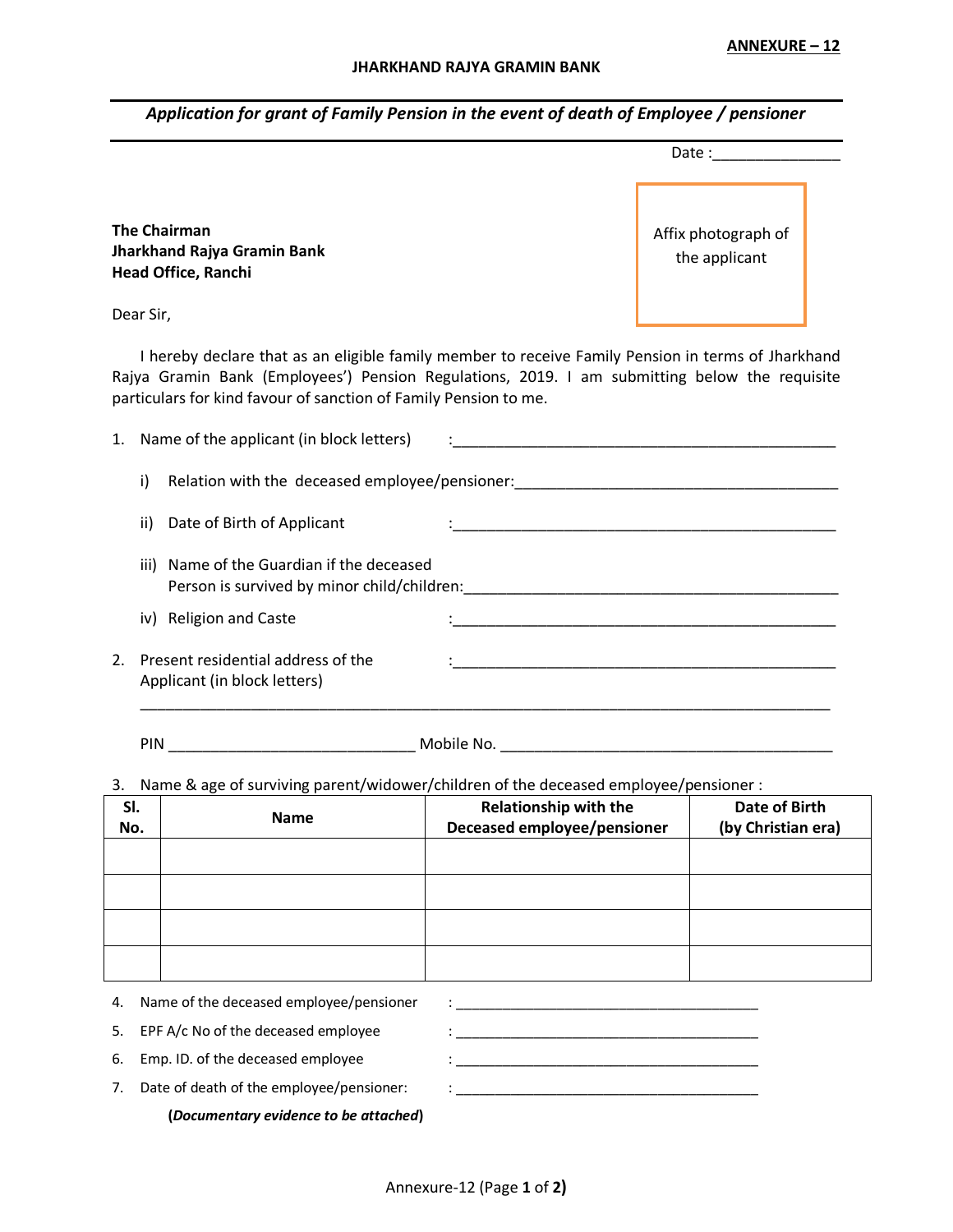**ANNEXURE – 12**

**JHARKHAND RAJYA GRAMIN BANK**

***Application for grant of Family Pension in the event of death of Employee / pensioner***

Date :_______________

Affix photograph of the applicant

**The Chairman**
**Jharkhand Rajya Gramin Bank**
**Head Office, Ranchi**

Dear Sir,

I hereby declare that as an eligible family member to receive Family Pension in terms of Jharkhand Rajya Gramin Bank (Employees') Pension Regulations, 2019. I am submitting below the requisite particulars for kind favour of sanction of Family Pension to me.

1. Name of the applicant (in block letters) :_______________________________________________

   i) Relation with the deceased employee/pensioner:_______________________________________

   ii) Date of Birth of Applicant :_______________________________________________

   iii) Name of the Guardian if the deceased Person is survived by minor child/children:_______________________________________________

   iv) Religion and Caste :_______________________________________________

2. Present residential address of the Applicant (in block letters) :_______________________________________________

   _____________________________________________________________________________________

   PIN _____________________________ Mobile No. ________________________________________

3. Name & age of surviving parent/widower/children of the deceased employee/pensioner :

| Sl. No. | Name | Relationship with the Deceased employee/pensioner | Date of Birth (by Christian era) |
|---|---|---|---|
| | | | |
| | | | |
| | | | |
| | | | |

4. Name of the deceased employee/pensioner : ________________________________________
5. EPF A/c No of the deceased employee : ________________________________________
6. Emp. ID. of the deceased employee : ________________________________________
7. Date of death of the employee/pensioner: : ________________________________________

   **(*Documentary evidence to be attached*)**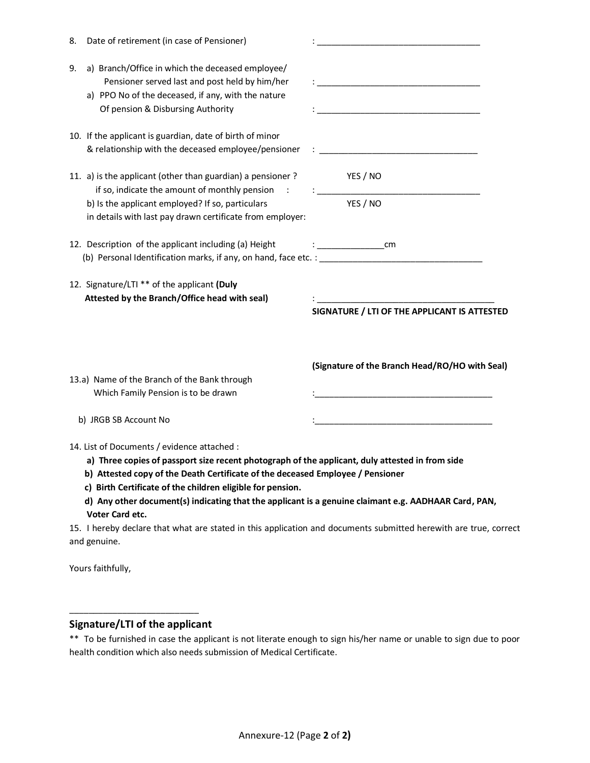8. Date of retirement (in case of Pensioner) : ___________________________________

9. a) Branch/Office in which the deceased employee/ Pensioner served last and post held by him/her : ___________________________________

   a) PPO No of the deceased, if any, with the nature Of pension & Disbursing Authority : ___________________________________

10. If the applicant is guardian, date of birth of minor & relationship with the deceased employee/pensioner : ___________________________________

11. a) is the applicant (other than guardian) a pensioner ? YES / NO
    if so, indicate the amount of monthly pension : : ___________________________________

    b) Is the applicant employed? If so, particulars in details with last pay drawn certificate from employer: YES / NO

12. Description of the applicant including (a) Height : ______________cm
    (b) Personal Identification marks, if any, on hand, face etc. : ___________________________________

12. Signature/LTI ** of the applicant **(Duly Attested by the Branch/Office head with seal)** : ___________________________________

**SIGNATURE / LTI OF THE APPLICANT IS ATTESTED**

**(Signature of the Branch Head/RO/HO with Seal)**

13.a) Name of the Branch of the Bank through Which Family Pension is to be drawn :___________________________________

   b) JRGB SB Account No :___________________________________

14. List of Documents / evidence attached :

   **a) Three copies of passport size recent photograph of the applicant, duly attested in from side**

   **b) Attested copy of the Death Certificate of the deceased Employee / Pensioner**

   **c) Birth Certificate of the children eligible for pension.**

   **d) Any other document(s) indicating that the applicant is a genuine claimant e.g. AADHAAR Card, PAN, Voter Card etc.**

15. I hereby declare that what are stated in this application and documents submitted herewith are true, correct and genuine.

Yours faithfully,

___________________________

## Signature/LTI of the applicant

** To be furnished in case the applicant is not literate enough to sign his/her name or unable to sign due to poor health condition which also needs submission of Medical Certificate.

Annexure-12 (Page **2** of **2)**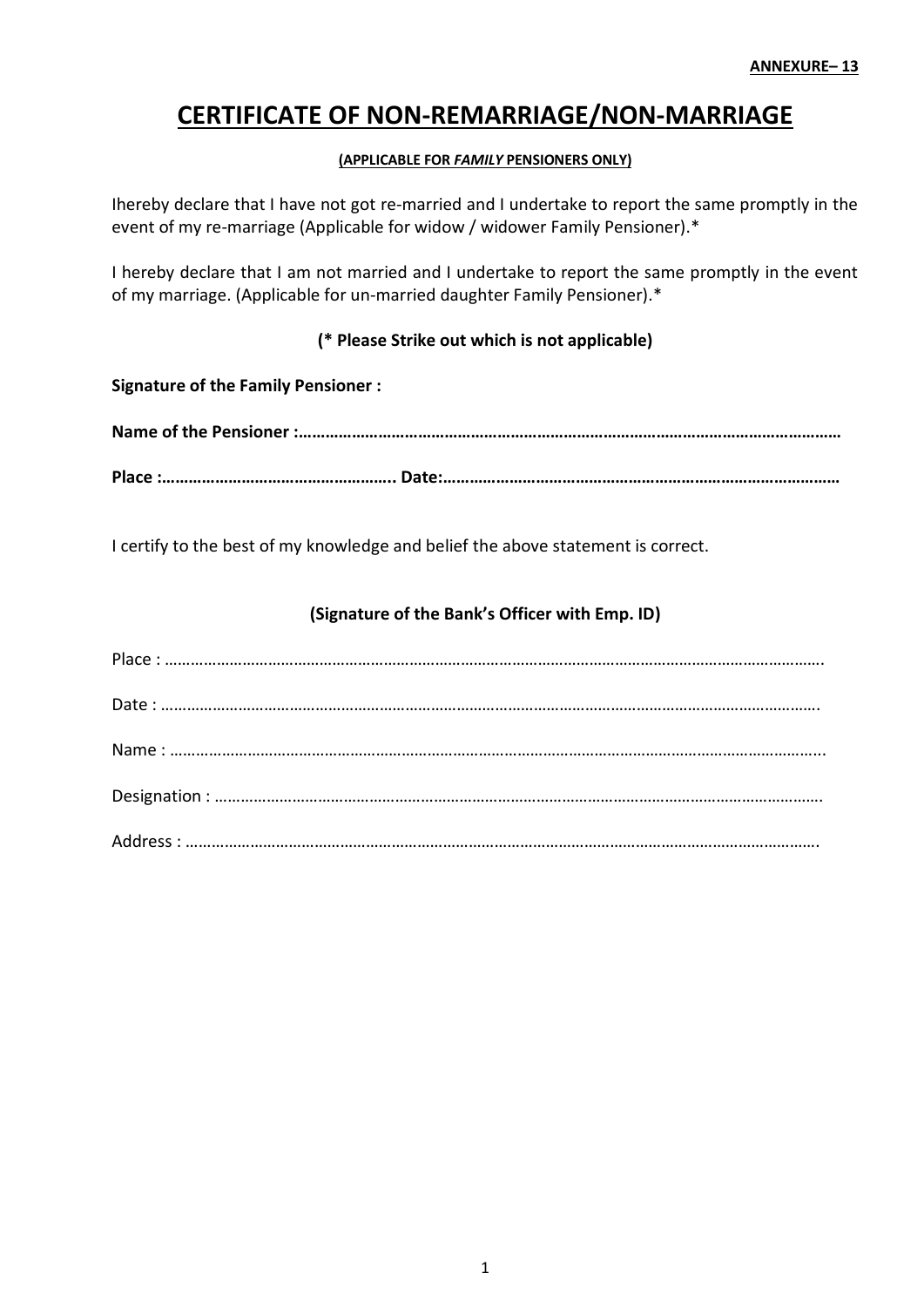**ANNEXURE– 13**

# CERTIFICATE OF NON-REMARRIAGE/NON-MARRIAGE

**(APPLICABLE FOR *FAMILY* PENSIONERS ONLY)**

Ihereby declare that I have not got re-married and I undertake to report the same promptly in the event of my re-marriage (Applicable for widow / widower Family Pensioner).*

I hereby declare that I am not married and I undertake to report the same promptly in the event of my marriage. (Applicable for un-married daughter Family Pensioner).*

**(* Please Strike out which is not applicable)**

**Signature of the Family Pensioner :**

**Name of the Pensioner :……………………………………………………………………………………………………………**

**Place :…………………………………………….. Date:……………………………………………………………………………**

I certify to the best of my knowledge and belief the above statement is correct.

**(Signature of the Bank's Officer with Emp. ID)**

Place : …………………………………………………………………………………………………………………………………….

Date : …………………………………………………………………………………………………………………………………….

Name : …………………………………………………………………………………………………………………………………...

Designation : ………………………………………………………………………………………………………………………….

Address : ……………………………………………………………………………………………………………………………….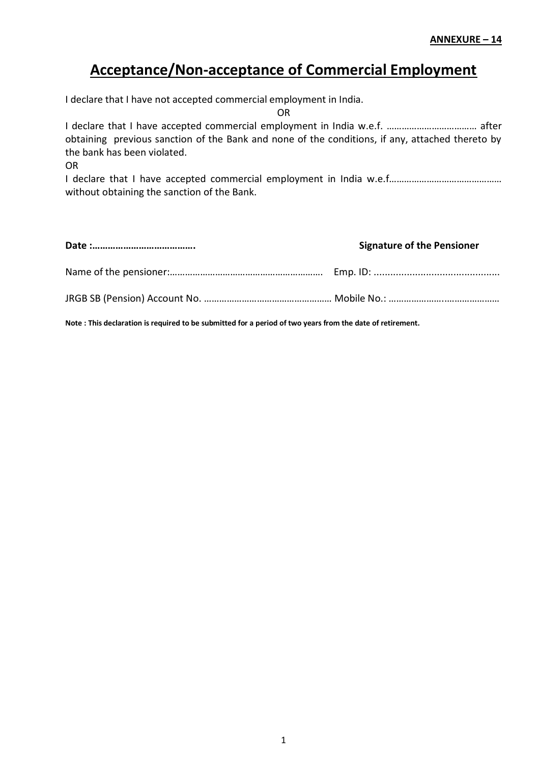**ANNEXURE – 14**

# Acceptance/Non-acceptance of Commercial Employment

I declare that I have not accepted commercial employment in India.

OR

I declare that I have accepted commercial employment in India w.e.f. ……………………………… after obtaining previous sanction of the Bank and none of the conditions, if any, attached thereto by the bank has been violated.

OR

I declare that I have accepted commercial employment in India w.e.f……………………………………… without obtaining the sanction of the Bank.

**Date :…………………………………..** **Signature of the Pensioner**

Name of the pensioner:……………………………………………………. Emp. ID: .............................................

JRGB SB (Pension) Account No. …………………………………………… Mobile No.: ……………………..……………….

**Note : This declaration is required to be submitted for a period of two years from the date of retirement.**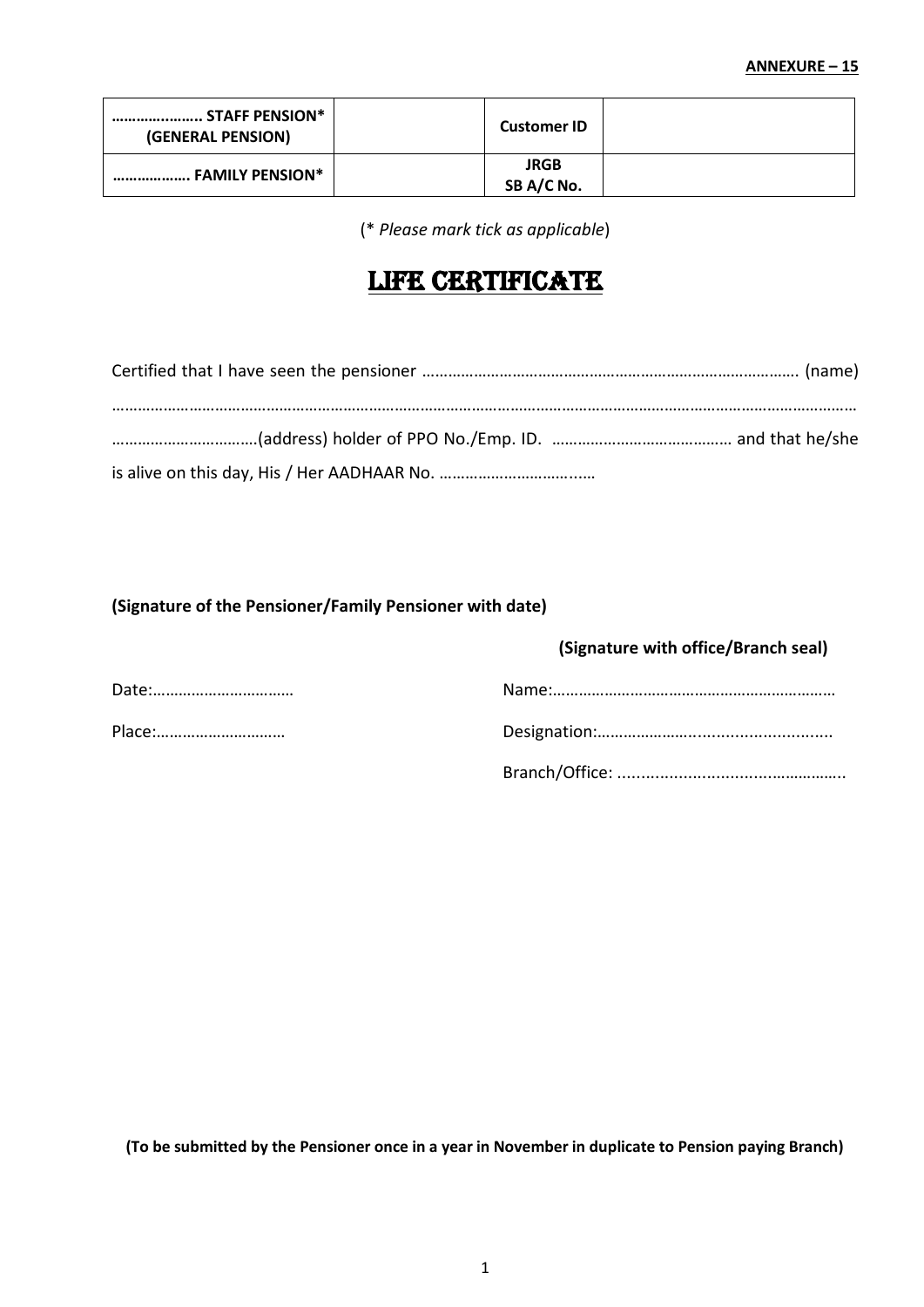**ANNEXURE – 15**

| ……………...…… STAFF PENSION* (GENERAL PENSION) | | Customer ID | |
|---|---|---|---|
| ……………… FAMILY PENSION* | | JRGB SB A/C No. | |

(* *Please mark tick as applicable*)

# LIFE CERTIFICATE

Certified that I have seen the pensioner ………………………………………………………………………… (name) ………………………………………………………………………………………………………………………………………………… ……………………………(address) holder of PPO No./Emp. ID. …………………………………… and that he/she is alive on this day, His / Her AADHAAR No. …………………………..…

**(Signature of the Pensioner/Family Pensioner with date)**

**(Signature with office/Branch seal)**

Date:……………………………

Place:…………………………

Name:…………………………………………………………

Designation:…………………..............................

Branch/Office: ...............................................

**(To be submitted by the Pensioner once in a year in November in duplicate to Pension paying Branch)**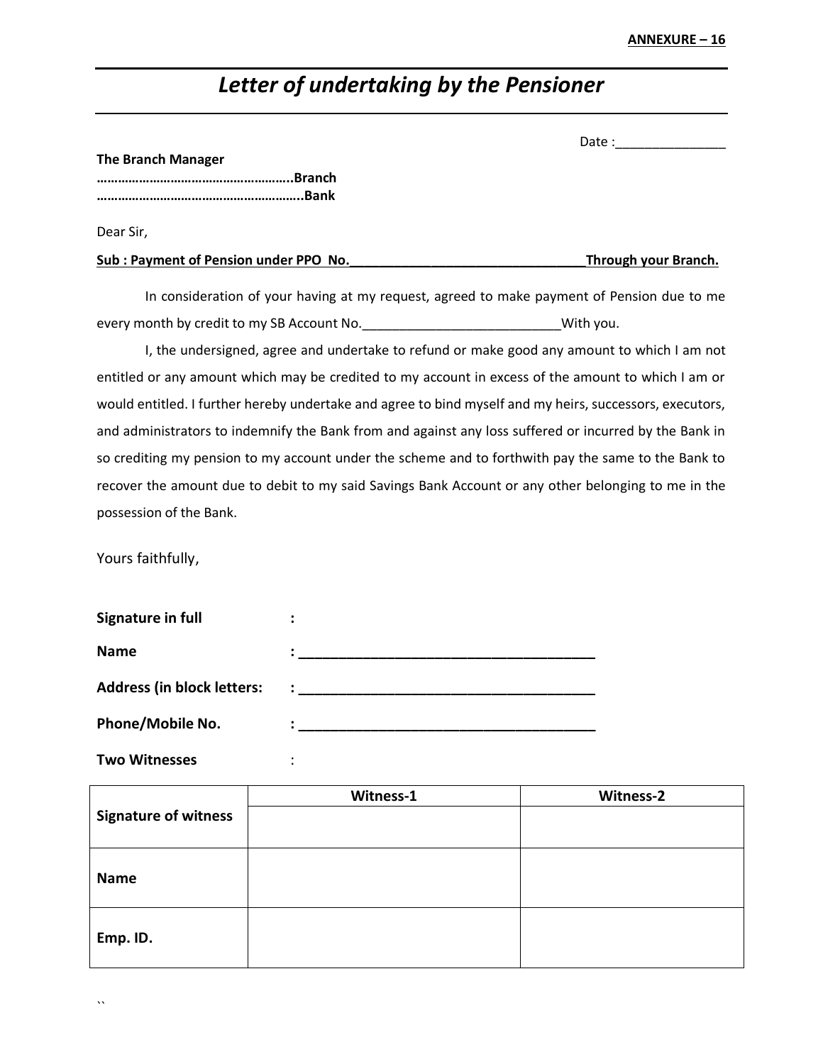**ANNEXURE – 16**

# *Letter of undertaking by the Pensioner*

Date :_______________

**The Branch Manager**
**……………………………………………..Branch**
**………………………………………………..Bank**

Dear Sir,

**Sub : Payment of Pension under PPO No.________________________________Through your Branch.**

In consideration of your having at my request, agreed to make payment of Pension due to me every month by credit to my SB Account No.__________________________With you.

I, the undersigned, agree and undertake to refund or make good any amount to which I am not entitled or any amount which may be credited to my account in excess of the amount to which I am or would entitled. I further hereby undertake and agree to bind myself and my heirs, successors, executors, and administrators to indemnify the Bank from and against any loss suffered or incurred by the Bank in so crediting my pension to my account under the scheme and to forthwith pay the same to the Bank to recover the amount due to debit to my said Savings Bank Account or any other belonging to me in the possession of the Bank.

Yours faithfully,

**Signature in full** :

**Name** : ______________________________________

**Address (in block letters:** : ______________________________________

**Phone/Mobile No.** : ______________________________________

**Two Witnesses** :

| | **Witness-1** | **Witness-2** |
|---|---|---|
| **Signature of witness** | | |
| **Name** | | |
| **Emp. ID.** | | |

``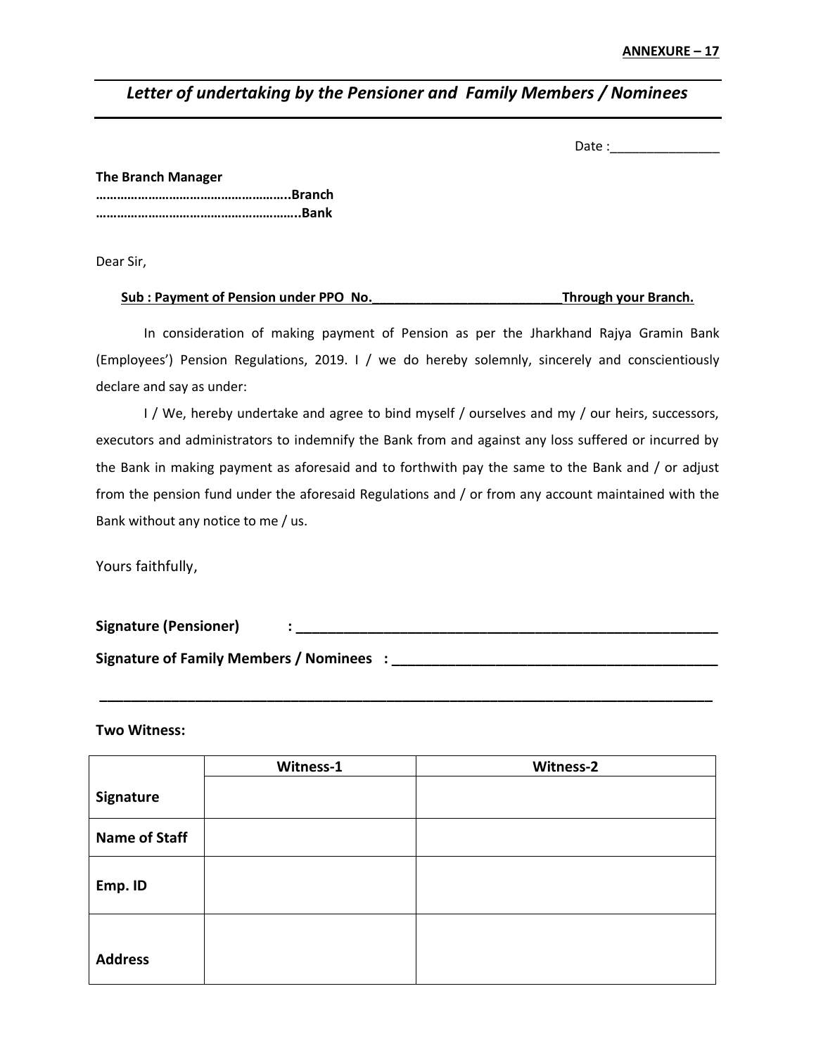**ANNEXURE – 17**

## *Letter of undertaking by the Pensioner and Family Members / Nominees*

Date :_______________

**The Branch Manager**
**……………………………………………..Branch**
**………………………………………………..Bank**

Dear Sir,

**Sub : Payment of Pension under PPO No.__________________________Through your Branch.**

In consideration of making payment of Pension as per the Jharkhand Rajya Gramin Bank (Employees') Pension Regulations, 2019. I / we do hereby solemnly, sincerely and conscientiously declare and say as under:

I / We, hereby undertake and agree to bind myself / ourselves and my / our heirs, successors, executors and administrators to indemnify the Bank from and against any loss suffered or incurred by the Bank in making payment as aforesaid and to forthwith pay the same to the Bank and / or adjust from the pension fund under the aforesaid Regulations and / or from any account maintained with the Bank without any notice to me / us.

Yours faithfully,

**Signature (Pensioner) : ________________________________________________________**

**Signature of Family Members / Nominees : __________________________________________**

**_____________________________________________________________________________**

**Two Witness:**

| | **Witness-1** | **Witness-2** |
|---|---|---|
| **Signature** | | |
| **Name of Staff** | | |
| **Emp. ID** | | |
| **Address** | | |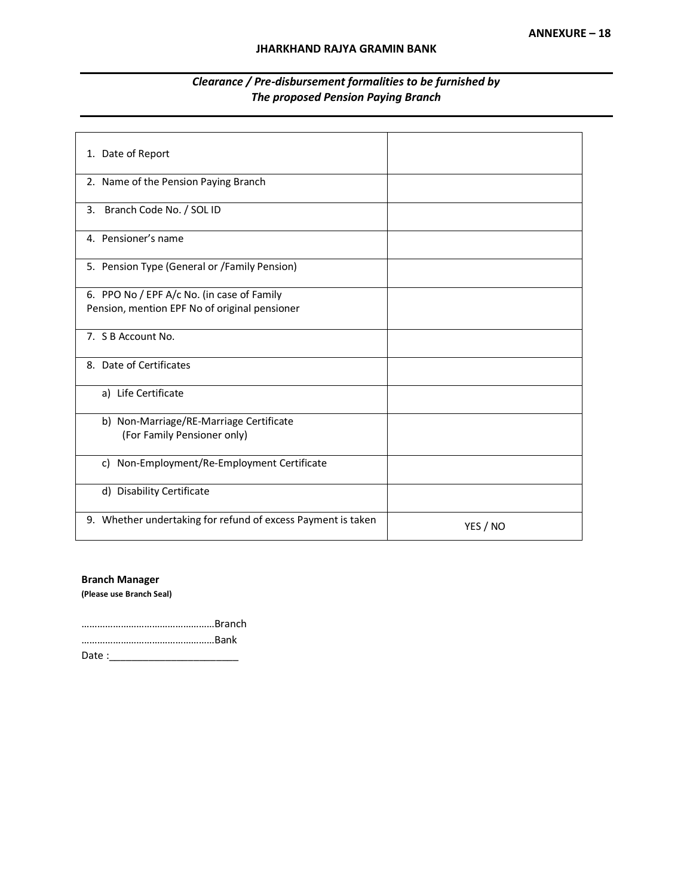**ANNEXURE – 18**

**JHARKHAND RAJYA GRAMIN BANK**

***Clearance / Pre-disbursement formalities to be furnished by The proposed Pension Paying Branch***

| | |
|---|---|
| 1. Date of Report | |
| 2. Name of the Pension Paying Branch | |
| 3. Branch Code No. / SOL ID | |
| 4. Pensioner's name | |
| 5. Pension Type (General or /Family Pension) | |
| 6. PPO No / EPF A/c No. (in case of Family Pension, mention EPF No of original pensioner | |
| 7. S B Account No. | |
| 8. Date of Certificates | |
| a) Life Certificate | |
| b) Non-Marriage/RE-Marriage Certificate (For Family Pensioner only) | |
| c) Non-Employment/Re-Employment Certificate | |
| d) Disability Certificate | |
| 9. Whether undertaking for refund of excess Payment is taken | YES / NO |

**Branch Manager**
**(Please use Branch Seal)**

……………………………………………Branch
……………………………………………Bank
Date :_______________________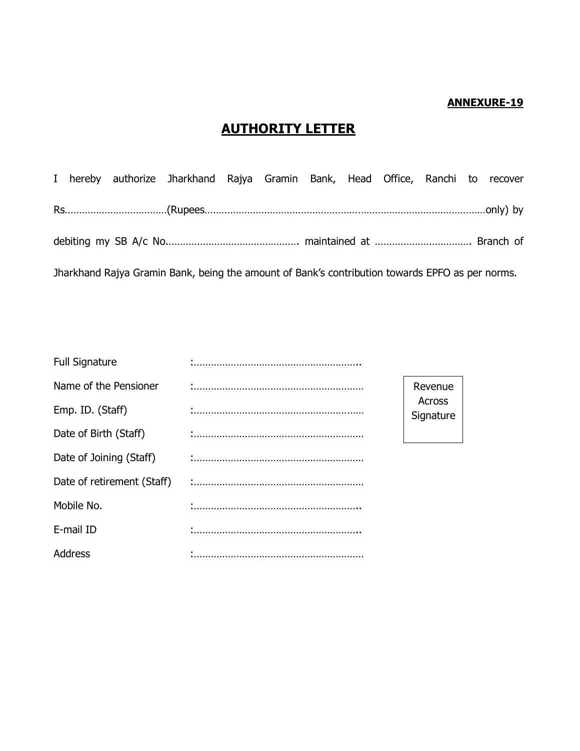**ANNEXURE-19**

# AUTHORITY LETTER

I hereby authorize Jharkhand Rajya Gramin Bank, Head Office, Ranchi to recover Rs………………………………(Rupees……………………………………………………………………………………………only) by debiting my SB A/c No.………………………………………. maintained at ……………………………. Branch of Jharkhand Rajya Gramin Bank, being the amount of Bank's contribution towards EPFO as per norms.

Full Signature :…………………………………………………..

Name of the Pensioner :……………………………………………………

Emp. ID. (Staff) :……………………………………………………

Date of Birth (Staff) :……………………………………………………

Date of Joining (Staff) :……………………………………………………

Date of retirement (Staff) :……………………………………………………

Mobile No. :…………………………………………………..

E-mail ID :…………………………………………………..

Address :……………………………………………………

Revenue Across Signature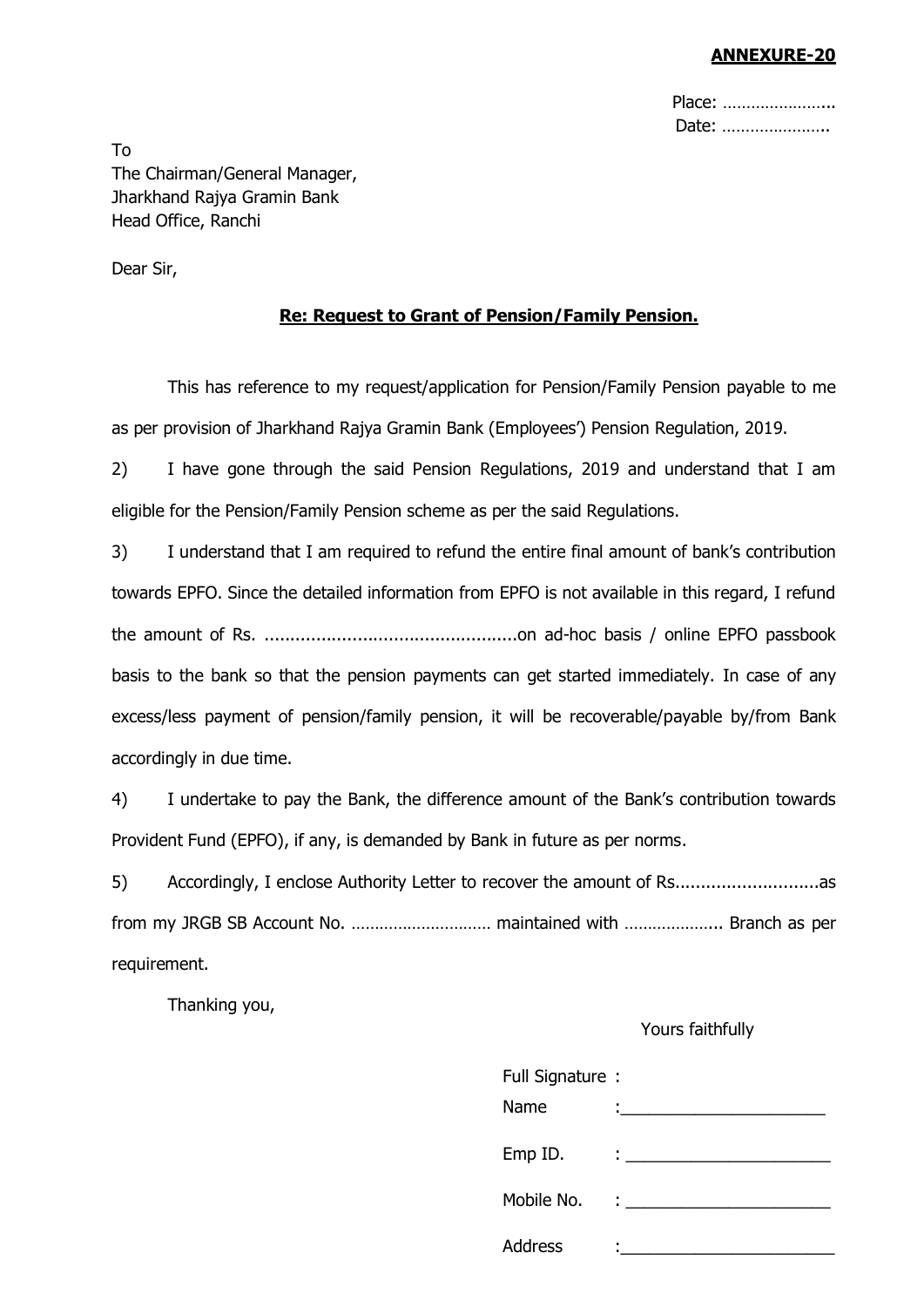**ANNEXURE-20**

Place: …………………..
Date: …………………..

To
The Chairman/General Manager,
Jharkhand Rajya Gramin Bank
Head Office, Ranchi

Dear Sir,

**Re: Request to Grant of Pension/Family Pension.**

This has reference to my request/application for Pension/Family Pension payable to me as per provision of Jharkhand Rajya Gramin Bank (Employees') Pension Regulation, 2019.

2) I have gone through the said Pension Regulations, 2019 and understand that I am eligible for the Pension/Family Pension scheme as per the said Regulations.

3) I understand that I am required to refund the entire final amount of bank's contribution towards EPFO. Since the detailed information from EPFO is not available in this regard, I refund the amount of Rs. ................................................on ad-hoc basis / online EPFO passbook basis to the bank so that the pension payments can get started immediately. In case of any excess/less payment of pension/family pension, it will be recoverable/payable by/from Bank accordingly in due time.

4) I undertake to pay the Bank, the difference amount of the Bank's contribution towards Provident Fund (EPFO), if any, is demanded by Bank in future as per norms.

5) Accordingly, I enclose Authority Letter to recover the amount of Rs............................as from my JRGB SB Account No. ………………………… maintained with ……………….. Branch as per requirement.

Thanking you,

Yours faithfully

Full Signature :
Name : ______________________
Emp ID. : ______________________
Mobile No. : ______________________
Address : ______________________